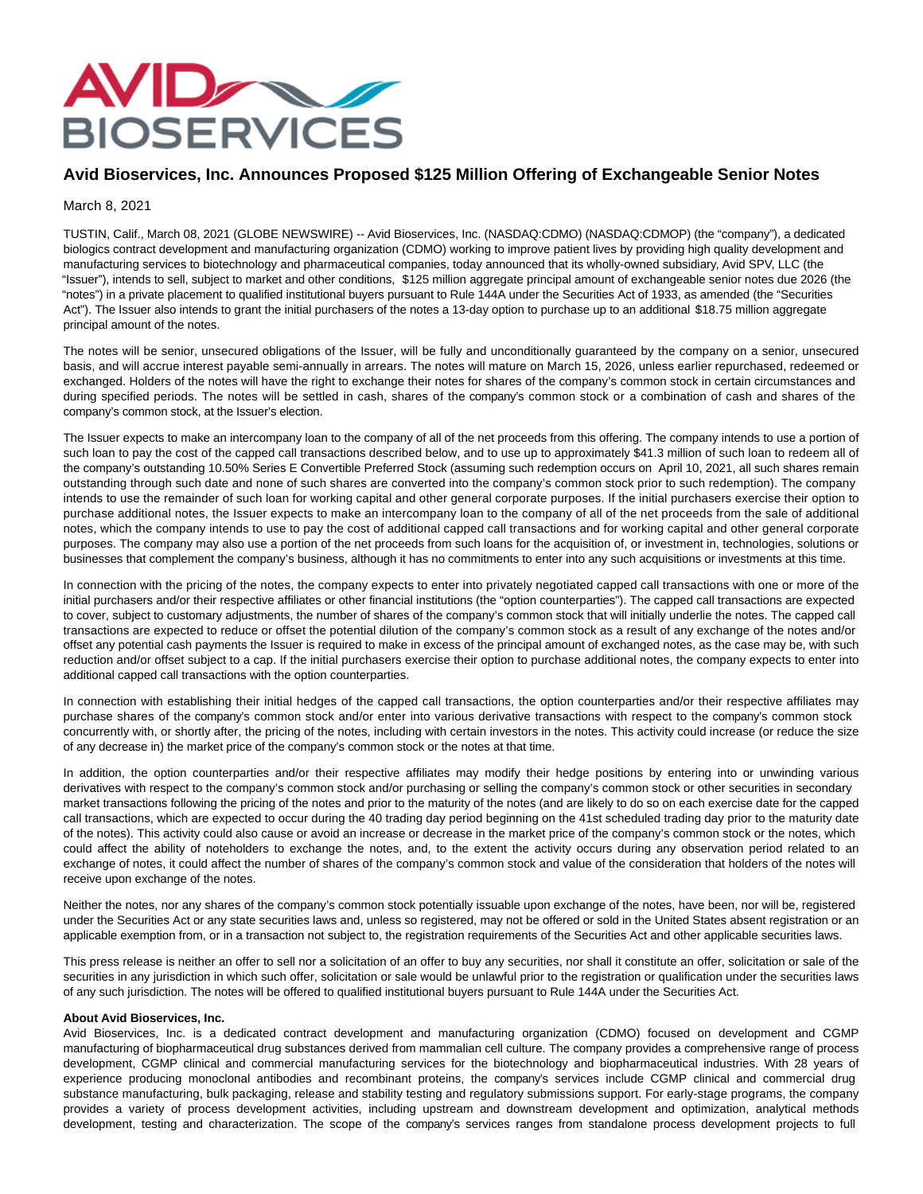# Avid Bioservices, Inc. Announces Proposed $125 Million Offering of Exchangeable Senior Notes

March 8, 2021

TUSTIN, Calif., March 08, 2021 (GLOBE NEWSWIRE) -- Avid Bioservices, Inc. (NASDAQ:CDMO) (NASDAQ:CDMOP) (the "company"), a dedicated biologics contract development and manufacturing organization (CDMO) working to improve patient lives by providing high quality development and manufacturing services to biotechnology and pharmaceutical companies, today announced that its wholly-owned subsidiary, Avid SPV, LLC (the "Issuer"), intends to sell, subject to market and other conditions, $125 million aggregate principal amount of exchangeable senior notes due 2026 (the "notes") in a private placement to qualified institutional buyers pursuant to Rule 144A under the Securities Act of 1933, as amended (the "Securities Act"). The Issuer also intends to grant the initial purchasers of the notes a 13-day option to purchase up to an additional $18.75 million aggregate principal amount of the notes.

The notes will be senior, unsecured obligations of the Issuer, will be fully and unconditionally guaranteed by the company on a senior, unsecured basis, and will accrue interest payable semi-annually in arrears. The notes will mature on March 15, 2026, unless earlier repurchased, redeemed or exchanged. Holders of the notes will have the right to exchange their notes for shares of the company's common stock in certain circumstances and during specified periods. The notes will be settled in cash, shares of the company's common stock or a combination of cash and shares of the company's common stock, at the Issuer's election.

The Issuer expects to make an intercompany loan to the company of all of the net proceeds from this offering. The company intends to use a portion of such loan to pay the cost of the capped call transactions described below, and to use up to approximately $41.3 million of such loan to redeem all of the company's outstanding 10.50% Series E Convertible Preferred Stock (assuming such redemption occurs on April 10, 2021, all such shares remain outstanding through such date and none of such shares are converted into the company's common stock prior to such redemption). The company intends to use the remainder of such loan for working capital and other general corporate purposes. If the initial purchasers exercise their option to purchase additional notes, the Issuer expects to make an intercompany loan to the company of all of the net proceeds from the sale of additional notes, which the company intends to use to pay the cost of additional capped call transactions and for working capital and other general corporate purposes. The company may also use a portion of the net proceeds from such loans for the acquisition of, or investment in, technologies, solutions or businesses that complement the company's business, although it has no commitments to enter into any such acquisitions or investments at this time.

In connection with the pricing of the notes, the company expects to enter into privately negotiated capped call transactions with one or more of the initial purchasers and/or their respective affiliates or other financial institutions (the "option counterparties"). The capped call transactions are expected to cover, subject to customary adjustments, the number of shares of the company's common stock that will initially underlie the notes. The capped call transactions are expected to reduce or offset the potential dilution of the company's common stock as a result of any exchange of the notes and/or offset any potential cash payments the Issuer is required to make in excess of the principal amount of exchanged notes, as the case may be, with such reduction and/or offset subject to a cap. If the initial purchasers exercise their option to purchase additional notes, the company expects to enter into additional capped call transactions with the option counterparties.

In connection with establishing their initial hedges of the capped call transactions, the option counterparties and/or their respective affiliates may purchase shares of the company's common stock and/or enter into various derivative transactions with respect to the company's common stock concurrently with, or shortly after, the pricing of the notes, including with certain investors in the notes. This activity could increase (or reduce the size of any decrease in) the market price of the company's common stock or the notes at that time.

In addition, the option counterparties and/or their respective affiliates may modify their hedge positions by entering into or unwinding various derivatives with respect to the company's common stock and/or purchasing or selling the company's common stock or other securities in secondary market transactions following the pricing of the notes and prior to the maturity of the notes (and are likely to do so on each exercise date for the capped call transactions, which are expected to occur during the 40 trading day period beginning on the 41st scheduled trading day prior to the maturity date of the notes). This activity could also cause or avoid an increase or decrease in the market price of the company's common stock or the notes, which could affect the ability of noteholders to exchange the notes, and, to the extent the activity occurs during any observation period related to an exchange of notes, it could affect the number of shares of the company's common stock and value of the consideration that holders of the notes will receive upon exchange of the notes.

Neither the notes, nor any shares of the company's common stock potentially issuable upon exchange of the notes, have been, nor will be, registered under the Securities Act or any state securities laws and, unless so registered, may not be offered or sold in the United States absent registration or an applicable exemption from, or in a transaction not subject to, the registration requirements of the Securities Act and other applicable securities laws.

This press release is neither an offer to sell nor a solicitation of an offer to buy any securities, nor shall it constitute an offer, solicitation or sale of the securities in any jurisdiction in which such offer, solicitation or sale would be unlawful prior to the registration or qualification under the securities laws of any such jurisdiction. The notes will be offered to qualified institutional buyers pursuant to Rule 144A under the Securities Act.

**About Avid Bioservices, Inc.**

Avid Bioservices, Inc. is a dedicated contract development and manufacturing organization (CDMO) focused on development and CGMP manufacturing of biopharmaceutical drug substances derived from mammalian cell culture. The company provides a comprehensive range of process development, CGMP clinical and commercial manufacturing services for the biotechnology and biopharmaceutical industries. With 28 years of experience producing monoclonal antibodies and recombinant proteins, the company's services include CGMP clinical and commercial drug substance manufacturing, bulk packaging, release and stability testing and regulatory submissions support. For early-stage programs, the company provides a variety of process development activities, including upstream and downstream development and optimization, analytical methods development, testing and characterization. The scope of the company's services ranges from standalone process development projects to full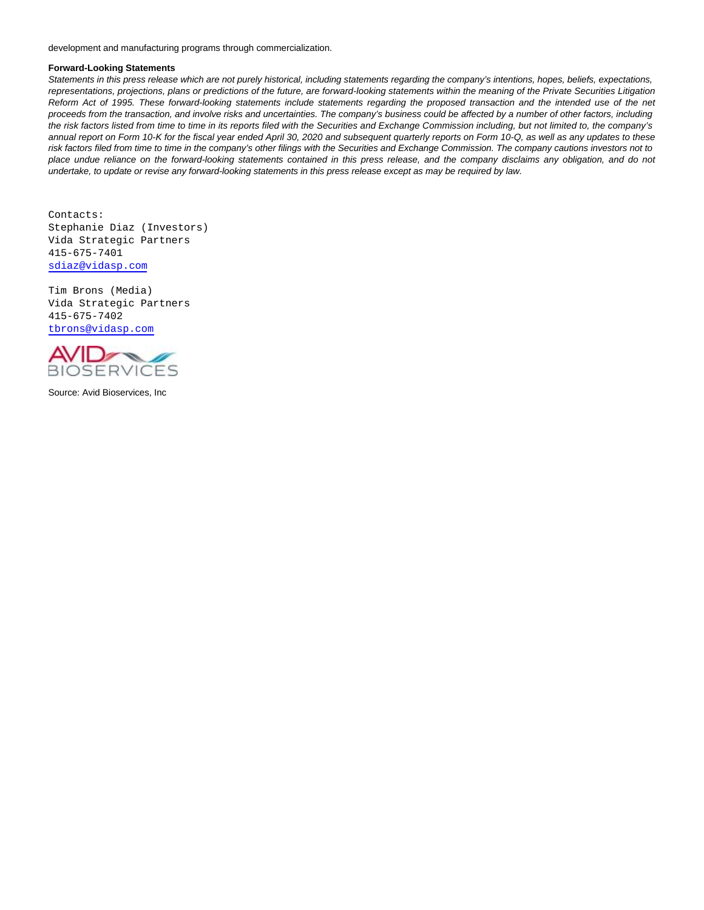development and manufacturing programs through commercialization.

**Forward-Looking Statements**

*Statements in this press release which are not purely historical, including statements regarding the company's intentions, hopes, beliefs, expectations, representations, projections, plans or predictions of the future, are forward-looking statements within the meaning of the Private Securities Litigation Reform Act of 1995. These forward-looking statements include statements regarding the proposed transaction and the intended use of the net proceeds from the transaction, and involve risks and uncertainties. The company's business could be affected by a number of other factors, including the risk factors listed from time to time in its reports filed with the Securities and Exchange Commission including, but not limited to, the company's annual report on Form 10-K for the fiscal year ended April 30, 2020 and subsequent quarterly reports on Form 10-Q, as well as any updates to these risk factors filed from time to time in the company's other filings with the Securities and Exchange Commission. The company cautions investors not to place undue reliance on the forward-looking statements contained in this press release, and the company disclaims any obligation, and do not undertake, to update or revise any forward-looking statements in this press release except as may be required by law.*

Contacts:
Stephanie Diaz (Investors)
Vida Strategic Partners
415-675-7401
sdiaz@vidasp.com

Tim Brons (Media)
Vida Strategic Partners
415-675-7402
tbrons@vidasp.com

AVID BIOSERVICES

Source: Avid Bioservices, Inc